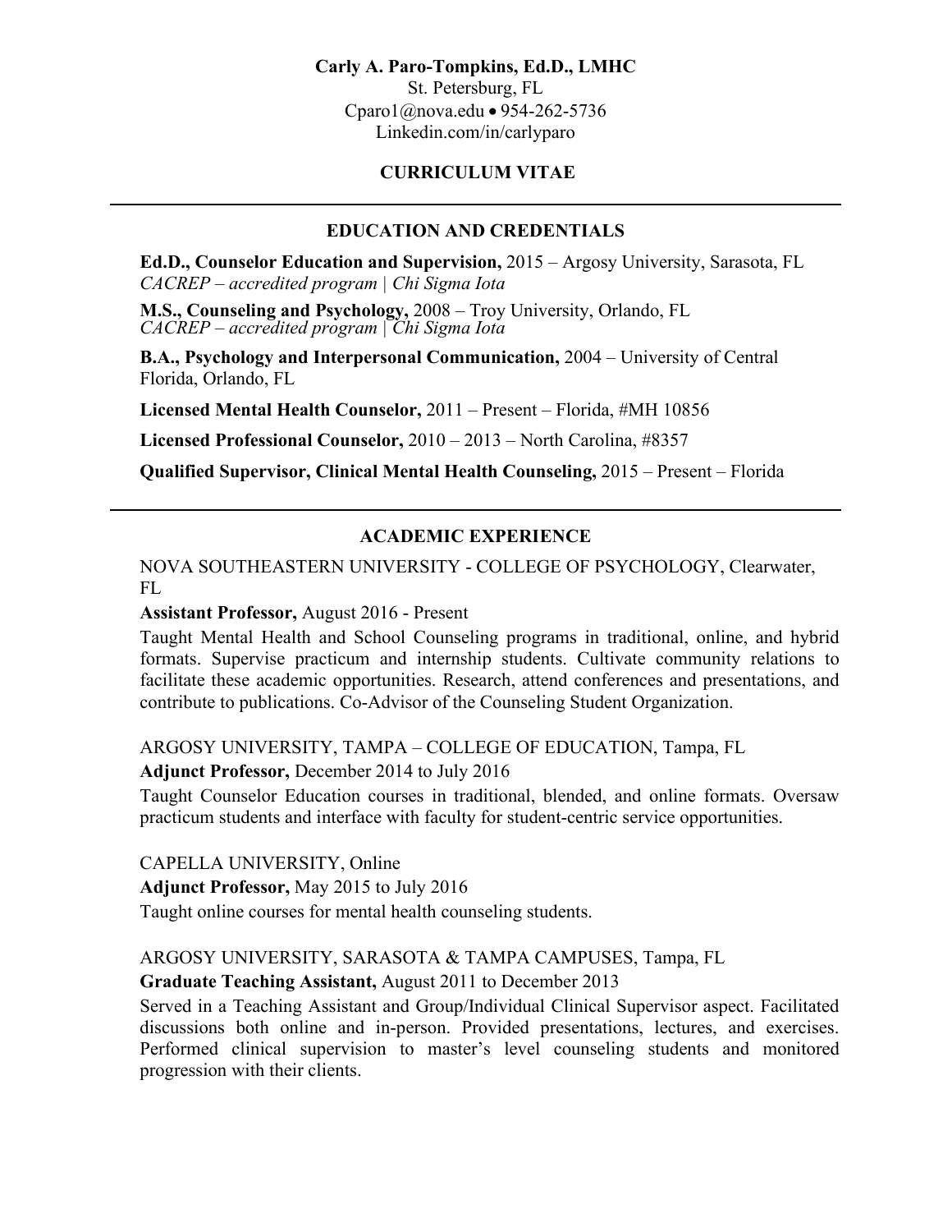**Carly A. Paro-Tompkins, Ed.D., LMHC**
St. Petersburg, FL
Cparo1@nova.edu • 954-262-5736
Linkedin.com/in/carlyparo

## CURRICULUM VITAE

---

## EDUCATION AND CREDENTIALS

**Ed.D., Counselor Education and Supervision,** 2015 – Argosy University, Sarasota, FL
*CACREP – accredited program | Chi Sigma Iota*

**M.S., Counseling and Psychology,** 2008 – Troy University, Orlando, FL
*CACREP – accredited program | Chi Sigma Iota*

**B.A., Psychology and Interpersonal Communication,** 2004 – University of Central Florida, Orlando, FL

**Licensed Mental Health Counselor,** 2011 – Present – Florida, #MH 10856

**Licensed Professional Counselor,** 2010 – 2013 – North Carolina, #8357

**Qualified Supervisor, Clinical Mental Health Counseling,** 2015 – Present – Florida

---

## ACADEMIC EXPERIENCE

NOVA SOUTHEASTERN UNIVERSITY - COLLEGE OF PSYCHOLOGY, Clearwater, FL

**Assistant Professor,** August 2016 - Present

Taught Mental Health and School Counseling programs in traditional, online, and hybrid formats. Supervise practicum and internship students. Cultivate community relations to facilitate these academic opportunities. Research, attend conferences and presentations, and contribute to publications. Co-Advisor of the Counseling Student Organization.

ARGOSY UNIVERSITY, TAMPA – COLLEGE OF EDUCATION, Tampa, FL

**Adjunct Professor,** December 2014 to July 2016

Taught Counselor Education courses in traditional, blended, and online formats. Oversaw practicum students and interface with faculty for student-centric service opportunities.

CAPELLA UNIVERSITY, Online

**Adjunct Professor,** May 2015 to July 2016

Taught online courses for mental health counseling students.

ARGOSY UNIVERSITY, SARASOTA & TAMPA CAMPUSES, Tampa, FL

**Graduate Teaching Assistant,** August 2011 to December 2013

Served in a Teaching Assistant and Group/Individual Clinical Supervisor aspect. Facilitated discussions both online and in-person. Provided presentations, lectures, and exercises. Performed clinical supervision to master's level counseling students and monitored progression with their clients.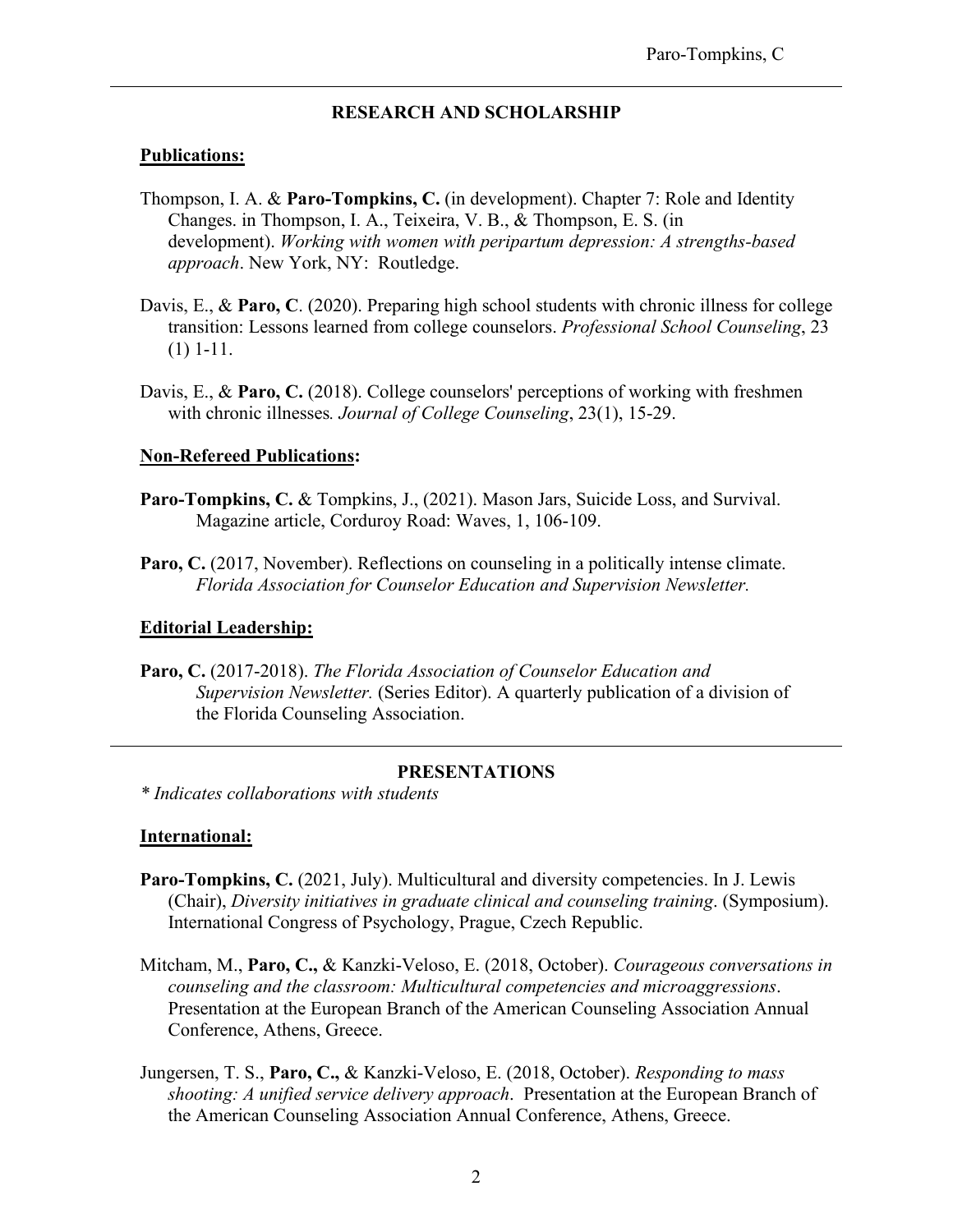## RESEARCH AND SCHOLARSHIP

### Publications:

Thompson, I. A. & **Paro-Tompkins, C.** (in development). Chapter 7: Role and Identity Changes. in Thompson, I. A., Teixeira, V. B., & Thompson, E. S. (in development). *Working with women with peripartum depression: A strengths-based approach*. New York, NY: Routledge.

Davis, E., & **Paro, C**. (2020). Preparing high school students with chronic illness for college transition: Lessons learned from college counselors. *Professional School Counseling*, 23 (1) 1-11.

Davis, E., & **Paro, C.** (2018). College counselors' perceptions of working with freshmen with chronic illnesses*. Journal of College Counseling*, 23(1), 15-29.

### Non-Refereed Publications:

**Paro-Tompkins, C.** & Tompkins, J., (2021). Mason Jars, Suicide Loss, and Survival. Magazine article, Corduroy Road: Waves, 1, 106-109.

**Paro, C.** (2017, November). Reflections on counseling in a politically intense climate. *Florida Association for Counselor Education and Supervision Newsletter.*

### Editorial Leadership:

**Paro, C.** (2017-2018). *The Florida Association of Counselor Education and Supervision Newsletter.* (Series Editor). A quarterly publication of a division of the Florida Counseling Association.

## PRESENTATIONS

*\* Indicates collaborations with students*

### International:

**Paro-Tompkins, C.** (2021, July). Multicultural and diversity competencies. In J. Lewis (Chair), *Diversity initiatives in graduate clinical and counseling training*. (Symposium). International Congress of Psychology, Prague, Czech Republic.

Mitcham, M., **Paro, C.,** & Kanzki-Veloso, E. (2018, October). *Courageous conversations in counseling and the classroom: Multicultural competencies and microaggressions*. Presentation at the European Branch of the American Counseling Association Annual Conference, Athens, Greece.

Jungersen, T. S., **Paro, C.,** & Kanzki-Veloso, E. (2018, October). *Responding to mass shooting: A unified service delivery approach*. Presentation at the European Branch of the American Counseling Association Annual Conference, Athens, Greece.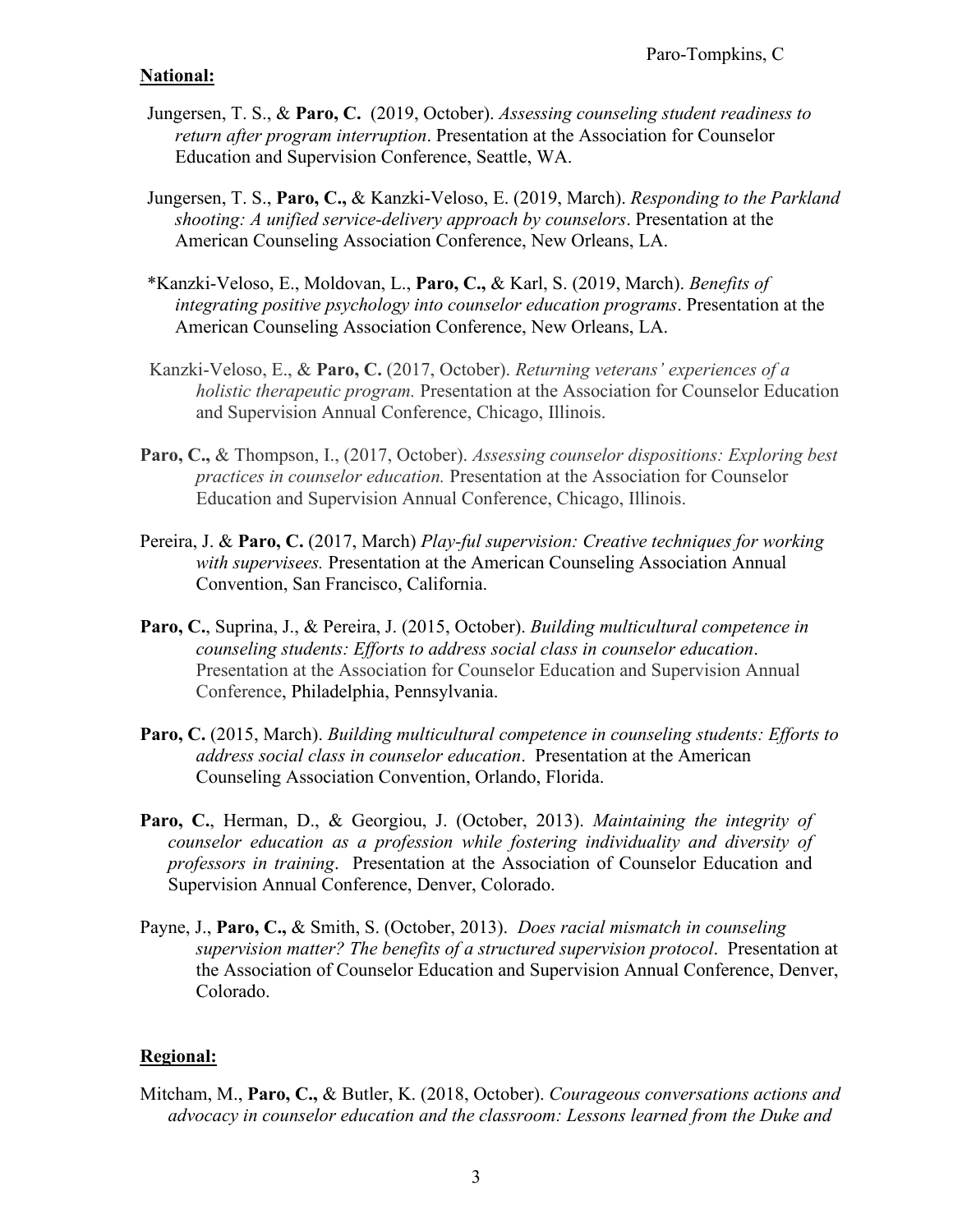**National:**

Jungersen, T. S., & **Paro, C.** (2019, October). *Assessing counseling student readiness to return after program interruption*. Presentation at the Association for Counselor Education and Supervision Conference, Seattle, WA.

Jungersen, T. S., **Paro, C.,** & Kanzki-Veloso, E. (2019, March). *Responding to the Parkland shooting: A unified service-delivery approach by counselors*. Presentation at the American Counseling Association Conference, New Orleans, LA.

*Kanzki-Veloso, E., Moldovan, L., **Paro, C.,** & Karl, S. (2019, March). *Benefits of integrating positive psychology into counselor education programs*. Presentation at the American Counseling Association Conference, New Orleans, LA.

Kanzki-Veloso, E., & **Paro, C.** (2017, October). *Returning veterans' experiences of a holistic therapeutic program.* Presentation at the Association for Counselor Education and Supervision Annual Conference, Chicago, Illinois.

**Paro, C.,** & Thompson, I., (2017, October). *Assessing counselor dispositions: Exploring best practices in counselor education.* Presentation at the Association for Counselor Education and Supervision Annual Conference, Chicago, Illinois.

Pereira, J. & **Paro, C.** (2017, March) *Play-ful supervision: Creative techniques for working with supervisees.* Presentation at the American Counseling Association Annual Convention, San Francisco, California.

**Paro, C.**, Suprina, J., & Pereira, J. (2015, October). *Building multicultural competence in counseling students: Efforts to address social class in counselor education*. Presentation at the Association for Counselor Education and Supervision Annual Conference, Philadelphia, Pennsylvania.

**Paro, C.** (2015, March). *Building multicultural competence in counseling students: Efforts to address social class in counselor education*. Presentation at the American Counseling Association Convention, Orlando, Florida.

**Paro, C.**, Herman, D., & Georgiou, J. (October, 2013). *Maintaining the integrity of counselor education as a profession while fostering individuality and diversity of professors in training*. Presentation at the Association of Counselor Education and Supervision Annual Conference, Denver, Colorado.

Payne, J., **Paro, C.,** & Smith, S. (October, 2013). *Does racial mismatch in counseling supervision matter? The benefits of a structured supervision protocol*. Presentation at the Association of Counselor Education and Supervision Annual Conference, Denver, Colorado.

**Regional:**

Mitcham, M., **Paro, C.,** & Butler, K. (2018, October). *Courageous conversations actions and advocacy in counselor education and the classroom: Lessons learned from the Duke and*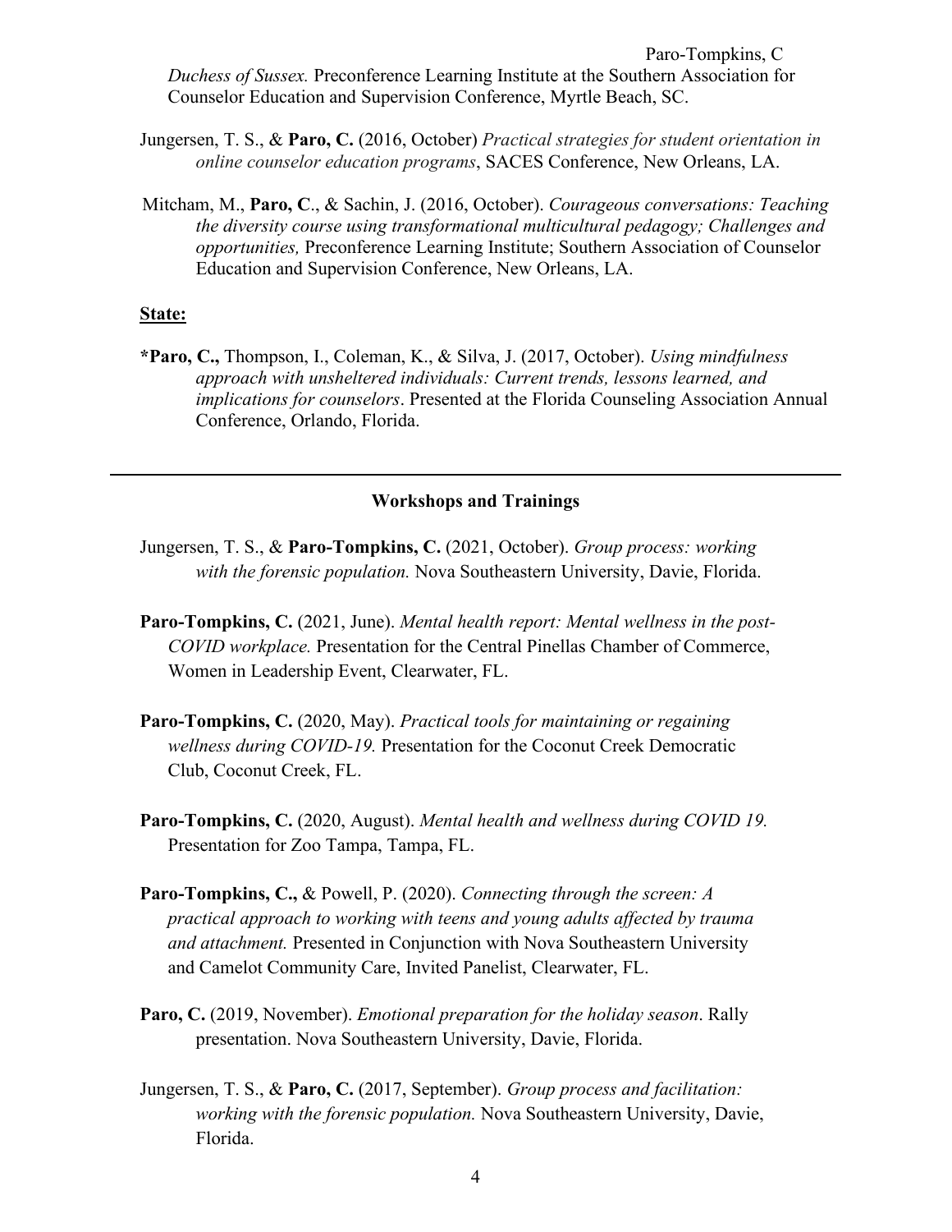*Duchess of Sussex.* Preconference Learning Institute at the Southern Association for Counselor Education and Supervision Conference, Myrtle Beach, SC.

Jungersen, T. S., & **Paro, C.** (2016, October) *Practical strategies for student orientation in online counselor education programs*, SACES Conference, New Orleans, LA.

Mitcham, M., **Paro, C**., & Sachin, J. (2016, October). *Courageous conversations: Teaching the diversity course using transformational multicultural pedagogy; Challenges and opportunities,* Preconference Learning Institute; Southern Association of Counselor Education and Supervision Conference, New Orleans, LA.

**State:**

***Paro, C.,** Thompson, I., Coleman, K., & Silva, J. (2017, October). *Using mindfulness approach with unsheltered individuals: Current trends, lessons learned, and implications for counselors*. Presented at the Florida Counseling Association Annual Conference, Orlando, Florida.

---

## Workshops and Trainings

Jungersen, T. S., & **Paro-Tompkins, C.** (2021, October). *Group process: working with the forensic population.* Nova Southeastern University, Davie, Florida.

**Paro-Tompkins, C.** (2021, June). *Mental health report: Mental wellness in the post-COVID workplace.* Presentation for the Central Pinellas Chamber of Commerce, Women in Leadership Event, Clearwater, FL.

**Paro-Tompkins, C.** (2020, May). *Practical tools for maintaining or regaining wellness during COVID-19.* Presentation for the Coconut Creek Democratic Club, Coconut Creek, FL.

**Paro-Tompkins, C.** (2020, August). *Mental health and wellness during COVID 19.* Presentation for Zoo Tampa, Tampa, FL.

**Paro-Tompkins, C.,** & Powell, P. (2020). *Connecting through the screen: A practical approach to working with teens and young adults affected by trauma and attachment.* Presented in Conjunction with Nova Southeastern University and Camelot Community Care, Invited Panelist, Clearwater, FL.

**Paro, C.** (2019, November). *Emotional preparation for the holiday season*. Rally presentation. Nova Southeastern University, Davie, Florida.

Jungersen, T. S., & **Paro, C.** (2017, September). *Group process and facilitation: working with the forensic population.* Nova Southeastern University, Davie, Florida.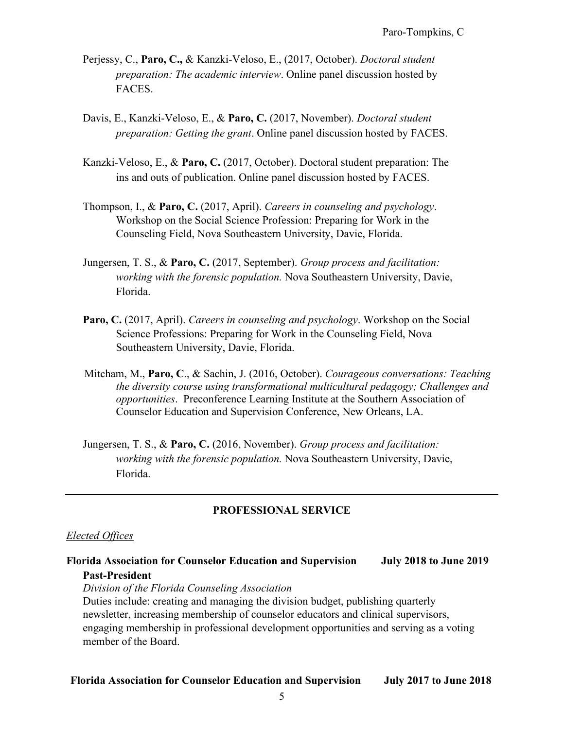Perjessy, C., **Paro, C.,** & Kanzki-Veloso, E., (2017, October). *Doctoral student preparation: The academic interview*. Online panel discussion hosted by FACES.

Davis, E., Kanzki-Veloso, E., & **Paro, C.** (2017, November). *Doctoral student preparation: Getting the grant*. Online panel discussion hosted by FACES.

Kanzki-Veloso, E., & **Paro, C.** (2017, October). Doctoral student preparation: The ins and outs of publication. Online panel discussion hosted by FACES.

Thompson, I., & **Paro, C.** (2017, April). *Careers in counseling and psychology*. Workshop on the Social Science Profession: Preparing for Work in the Counseling Field, Nova Southeastern University, Davie, Florida.

Jungersen, T. S., & **Paro, C.** (2017, September). *Group process and facilitation: working with the forensic population.* Nova Southeastern University, Davie, Florida.

**Paro, C.** (2017, April). *Careers in counseling and psychology*. Workshop on the Social Science Professions: Preparing for Work in the Counseling Field, Nova Southeastern University, Davie, Florida.

Mitcham, M., **Paro, C**., & Sachin, J. (2016, October). *Courageous conversations: Teaching the diversity course using transformational multicultural pedagogy; Challenges and opportunities*. Preconference Learning Institute at the Southern Association of Counselor Education and Supervision Conference, New Orleans, LA.

Jungersen, T. S., & **Paro, C.** (2016, November). *Group process and facilitation: working with the forensic population.* Nova Southeastern University, Davie, Florida.

---

## PROFESSIONAL SERVICE

*Elected Offices*

**Florida Association for Counselor Education and Supervision** **July 2018 to June 2019**
**Past-President**
*Division of the Florida Counseling Association*
Duties include: creating and managing the division budget, publishing quarterly newsletter, increasing membership of counselor educators and clinical supervisors, engaging membership in professional development opportunities and serving as a voting member of the Board.

**Florida Association for Counselor Education and Supervision** **July 2017 to June 2018**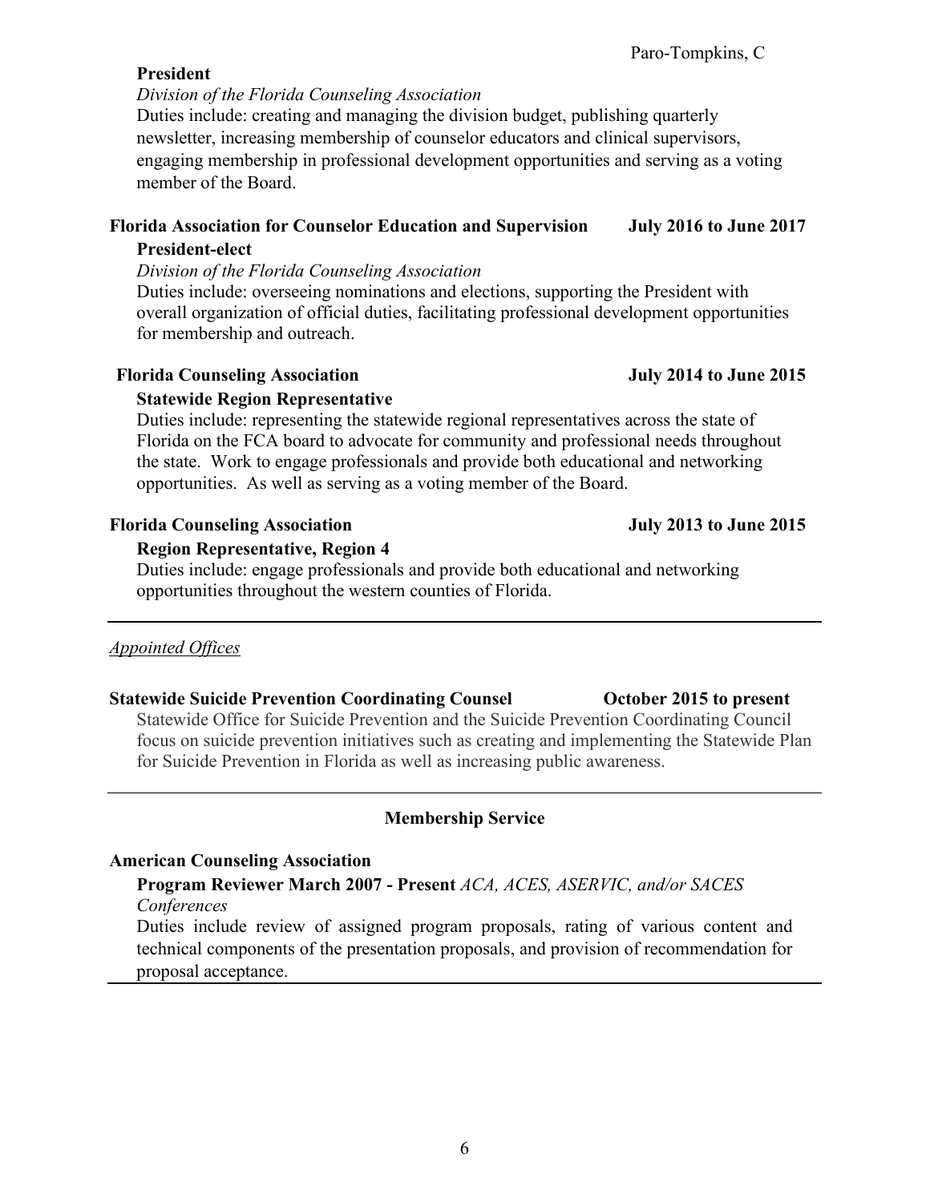**President**

*Division of the Florida Counseling Association*

Duties include: creating and managing the division budget, publishing quarterly newsletter, increasing membership of counselor educators and clinical supervisors, engaging membership in professional development opportunities and serving as a voting member of the Board.

**Florida Association for Counselor Education and Supervision** **July 2016 to June 2017**

**President-elect**

*Division of the Florida Counseling Association*

Duties include: overseeing nominations and elections, supporting the President with overall organization of official duties, facilitating professional development opportunities for membership and outreach.

**Florida Counseling Association** **July 2014 to June 2015**

**Statewide Region Representative**

Duties include: representing the statewide regional representatives across the state of Florida on the FCA board to advocate for community and professional needs throughout the state. Work to engage professionals and provide both educational and networking opportunities. As well as serving as a voting member of the Board.

**Florida Counseling Association** **July 2013 to June 2015**

**Region Representative, Region 4**

Duties include: engage professionals and provide both educational and networking opportunities throughout the western counties of Florida.

---

*Appointed Offices*

**Statewide Suicide Prevention Coordinating Counsel** **October 2015 to present**

Statewide Office for Suicide Prevention and the Suicide Prevention Coordinating Council focus on suicide prevention initiatives such as creating and implementing the Statewide Plan for Suicide Prevention in Florida as well as increasing public awareness.

---

## Membership Service

**American Counseling Association**

**Program Reviewer March 2007 - Present** *ACA, ACES, ASERVIC, and/or SACES Conferences*

Duties include review of assigned program proposals, rating of various content and technical components of the presentation proposals, and provision of recommendation for proposal acceptance.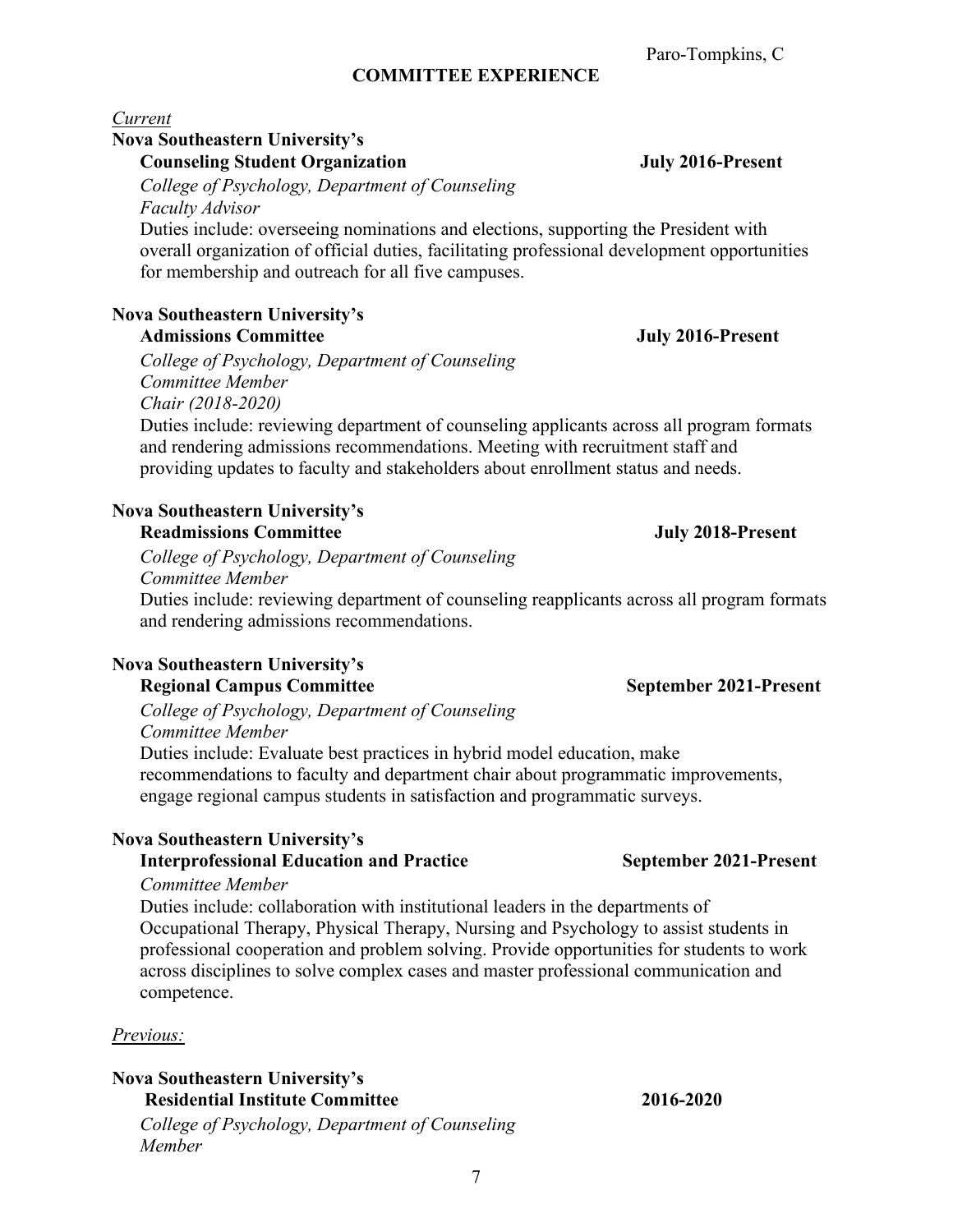## COMMITTEE EXPERIENCE

*Current*

**Nova Southeastern University's**
**Counseling Student Organization** **July 2016-Present**
*College of Psychology, Department of Counseling*
*Faculty Advisor*
Duties include: overseeing nominations and elections, supporting the President with overall organization of official duties, facilitating professional development opportunities for membership and outreach for all five campuses.

**Nova Southeastern University's**
**Admissions Committee** **July 2016-Present**
*College of Psychology, Department of Counseling*
*Committee Member*
*Chair (2018-2020)*
Duties include: reviewing department of counseling applicants across all program formats and rendering admissions recommendations. Meeting with recruitment staff and providing updates to faculty and stakeholders about enrollment status and needs.

**Nova Southeastern University's**
**Readmissions Committee** **July 2018-Present**
*College of Psychology, Department of Counseling*
*Committee Member*
Duties include: reviewing department of counseling reapplicants across all program formats and rendering admissions recommendations.

**Nova Southeastern University's**
**Regional Campus Committee** **September 2021-Present**
*College of Psychology, Department of Counseling*
*Committee Member*
Duties include: Evaluate best practices in hybrid model education, make recommendations to faculty and department chair about programmatic improvements, engage regional campus students in satisfaction and programmatic surveys.

**Nova Southeastern University's**
**Interprofessional Education and Practice** **September 2021-Present**
*Committee Member*
Duties include: collaboration with institutional leaders in the departments of Occupational Therapy, Physical Therapy, Nursing and Psychology to assist students in professional cooperation and problem solving. Provide opportunities for students to work across disciplines to solve complex cases and master professional communication and competence.

*Previous:*

**Nova Southeastern University's**
**Residential Institute Committee** **2016-2020**
*College of Psychology, Department of Counseling*
*Member*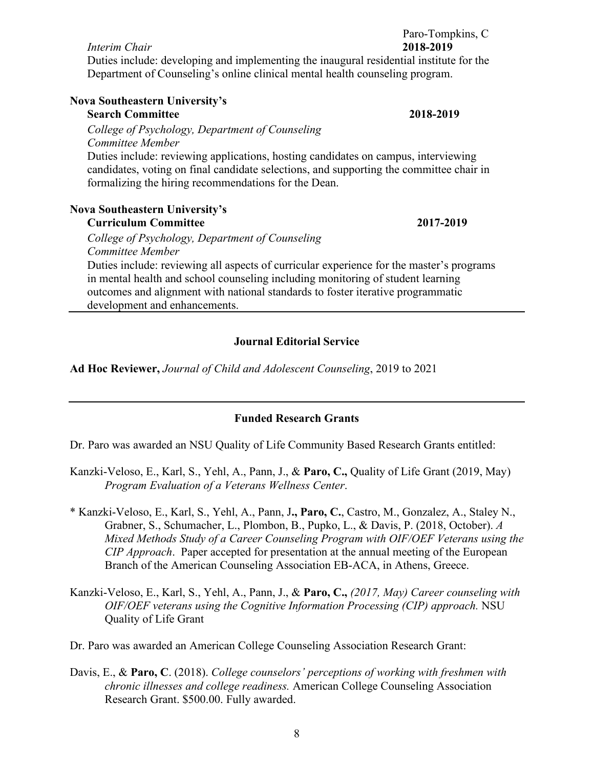*Interim Chair* **2018-2019**

Duties include: developing and implementing the inaugural residential institute for the Department of Counseling's online clinical mental health counseling program.

**Nova Southeastern University's**
**Search Committee** **2018-2019**

*College of Psychology, Department of Counseling*
*Committee Member*

Duties include: reviewing applications, hosting candidates on campus, interviewing candidates, voting on final candidate selections, and supporting the committee chair in formalizing the hiring recommendations for the Dean.

**Nova Southeastern University's**
**Curriculum Committee** **2017-2019**

*College of Psychology, Department of Counseling*
*Committee Member*

Duties include: reviewing all aspects of curricular experience for the master's programs in mental health and school counseling including monitoring of student learning outcomes and alignment with national standards to foster iterative programmatic development and enhancements.

---

## Journal Editorial Service

**Ad Hoc Reviewer,** *Journal of Child and Adolescent Counseling*, 2019 to 2021

---

## Funded Research Grants

Dr. Paro was awarded an NSU Quality of Life Community Based Research Grants entitled:

Kanzki-Veloso, E., Karl, S., Yehl, A., Pann, J., & **Paro, C.,** Quality of Life Grant (2019, May) *Program Evaluation of a Veterans Wellness Center*.

* Kanzki-Veloso, E., Karl, S., Yehl, A., Pann, J**., Paro, C.**, Castro, M., Gonzalez, A., Staley N., Grabner, S., Schumacher, L., Plombon, B., Pupko, L., & Davis, P. (2018, October). *A Mixed Methods Study of a Career Counseling Program with OIF/OEF Veterans using the CIP Approach*. Paper accepted for presentation at the annual meeting of the European Branch of the American Counseling Association EB-ACA, in Athens, Greece.

Kanzki-Veloso, E., Karl, S., Yehl, A., Pann, J., & **Paro, C.,** *(2017, May) Career counseling with OIF/OEF veterans using the Cognitive Information Processing (CIP) approach.* NSU Quality of Life Grant

Dr. Paro was awarded an American College Counseling Association Research Grant:

Davis, E., & **Paro, C**. (2018). *College counselors' perceptions of working with freshmen with chronic illnesses and college readiness.* American College Counseling Association Research Grant. $500.00. Fully awarded.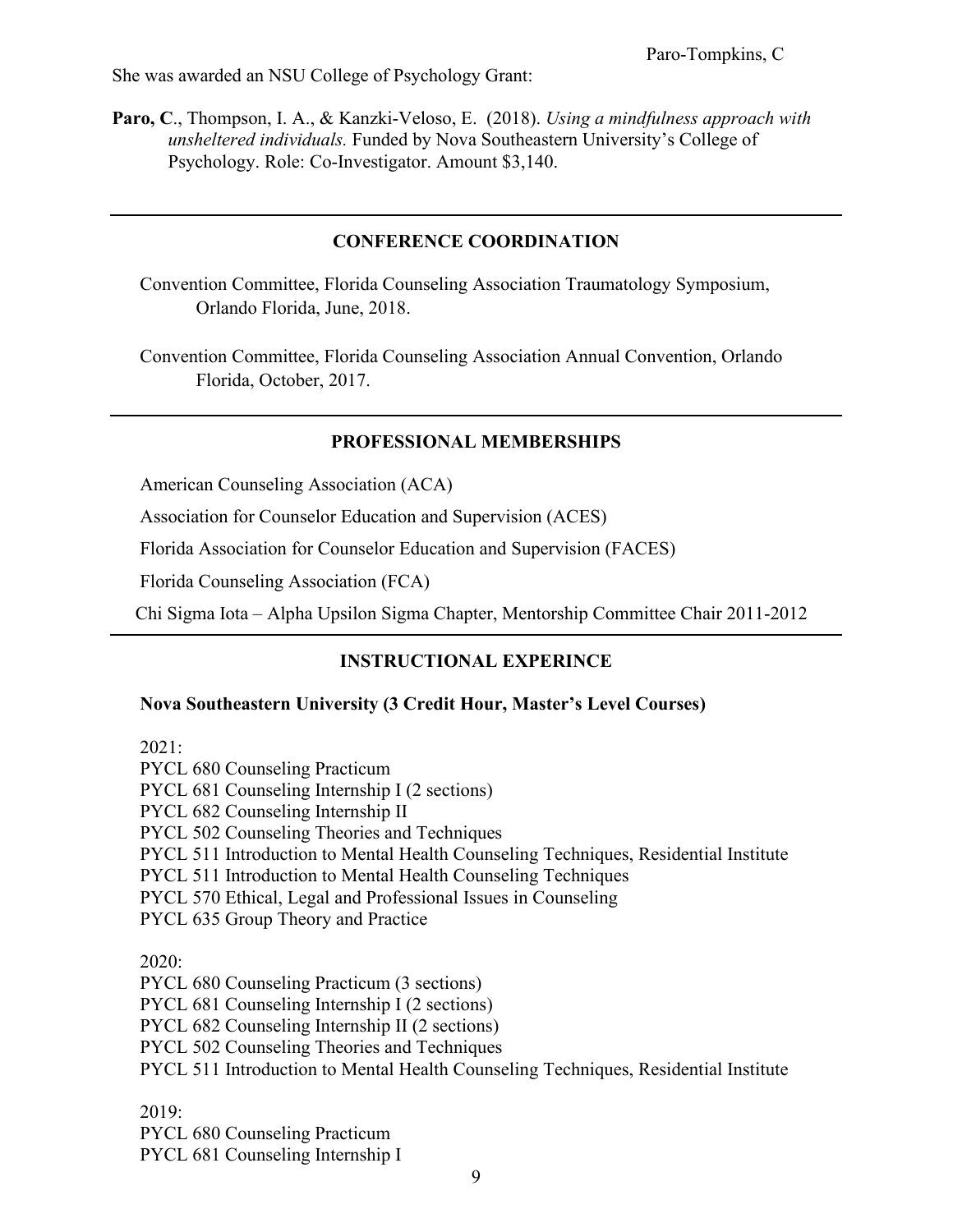She was awarded an NSU College of Psychology Grant:

**Paro, C**., Thompson, I. A., & Kanzki-Veloso, E. (2018). *Using a mindfulness approach with unsheltered individuals.* Funded by Nova Southeastern University's College of Psychology. Role: Co-Investigator. Amount $3,140.

---

## CONFERENCE COORDINATION

Convention Committee, Florida Counseling Association Traumatology Symposium, Orlando Florida, June, 2018.

Convention Committee, Florida Counseling Association Annual Convention, Orlando Florida, October, 2017.

---

## PROFESSIONAL MEMBERSHIPS

American Counseling Association (ACA)

Association for Counselor Education and Supervision (ACES)

Florida Association for Counselor Education and Supervision (FACES)

Florida Counseling Association (FCA)

Chi Sigma Iota – Alpha Upsilon Sigma Chapter, Mentorship Committee Chair 2011-2012

---

## INSTRUCTIONAL EXPERINCE

**Nova Southeastern University (3 Credit Hour, Master's Level Courses)**

2021:
PYCL 680 Counseling Practicum
PYCL 681 Counseling Internship I (2 sections)
PYCL 682 Counseling Internship II
PYCL 502 Counseling Theories and Techniques
PYCL 511 Introduction to Mental Health Counseling Techniques, Residential Institute
PYCL 511 Introduction to Mental Health Counseling Techniques
PYCL 570 Ethical, Legal and Professional Issues in Counseling
PYCL 635 Group Theory and Practice

2020:
PYCL 680 Counseling Practicum (3 sections)
PYCL 681 Counseling Internship I (2 sections)
PYCL 682 Counseling Internship II (2 sections)
PYCL 502 Counseling Theories and Techniques
PYCL 511 Introduction to Mental Health Counseling Techniques, Residential Institute

2019:
PYCL 680 Counseling Practicum
PYCL 681 Counseling Internship I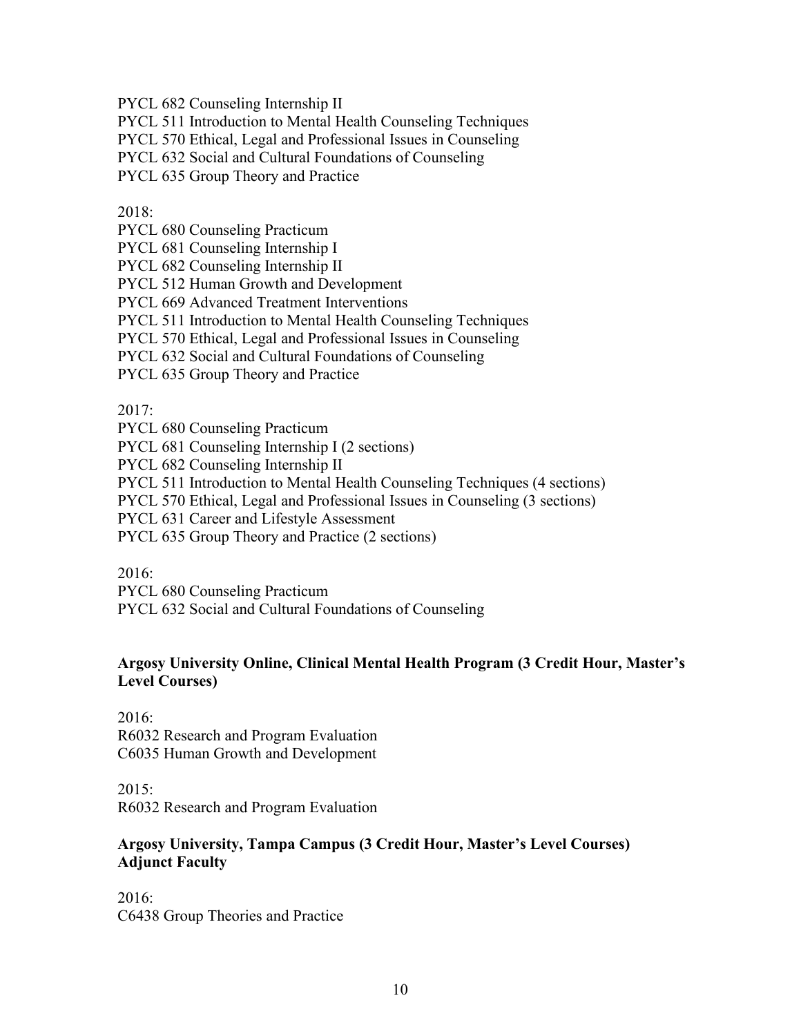PYCL 682 Counseling Internship II
PYCL 511 Introduction to Mental Health Counseling Techniques
PYCL 570 Ethical, Legal and Professional Issues in Counseling
PYCL 632 Social and Cultural Foundations of Counseling
PYCL 635 Group Theory and Practice

2018:
PYCL 680 Counseling Practicum
PYCL 681 Counseling Internship I
PYCL 682 Counseling Internship II
PYCL 512 Human Growth and Development
PYCL 669 Advanced Treatment Interventions
PYCL 511 Introduction to Mental Health Counseling Techniques
PYCL 570 Ethical, Legal and Professional Issues in Counseling
PYCL 632 Social and Cultural Foundations of Counseling
PYCL 635 Group Theory and Practice

2017:
PYCL 680 Counseling Practicum
PYCL 681 Counseling Internship I (2 sections)
PYCL 682 Counseling Internship II
PYCL 511 Introduction to Mental Health Counseling Techniques (4 sections)
PYCL 570 Ethical, Legal and Professional Issues in Counseling (3 sections)
PYCL 631 Career and Lifestyle Assessment
PYCL 635 Group Theory and Practice (2 sections)

2016:
PYCL 680 Counseling Practicum
PYCL 632 Social and Cultural Foundations of Counseling

**Argosy University Online, Clinical Mental Health Program (3 Credit Hour, Master's Level Courses)**

2016:
R6032 Research and Program Evaluation
C6035 Human Growth and Development

2015:
R6032 Research and Program Evaluation

**Argosy University, Tampa Campus (3 Credit Hour, Master's Level Courses)**
**Adjunct Faculty**

2016:
C6438 Group Theories and Practice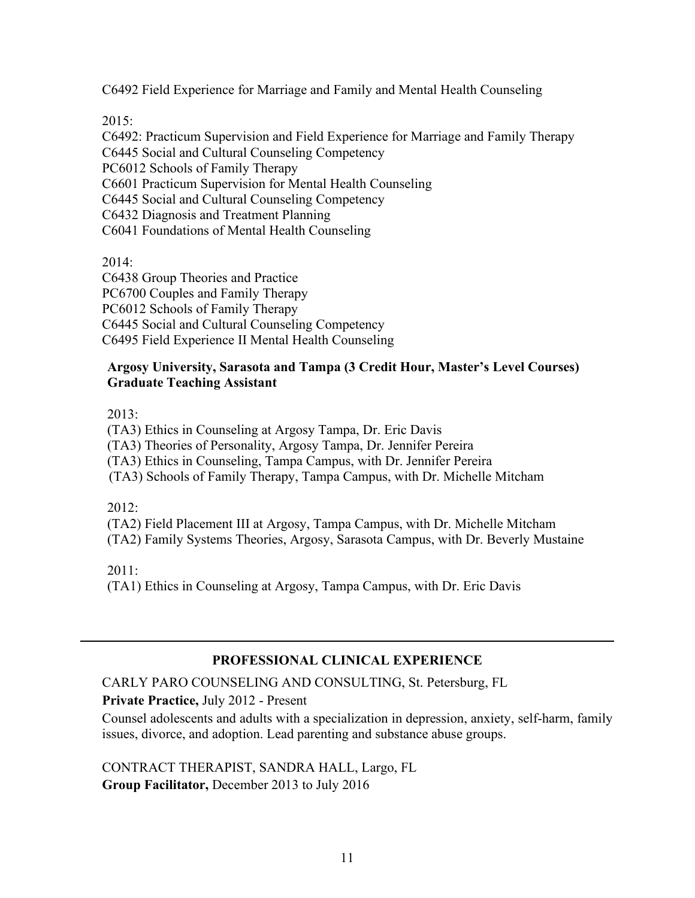C6492 Field Experience for Marriage and Family and Mental Health Counseling

2015:
C6492: Practicum Supervision and Field Experience for Marriage and Family Therapy
C6445 Social and Cultural Counseling Competency
PC6012 Schools of Family Therapy
C6601 Practicum Supervision for Mental Health Counseling
C6445 Social and Cultural Counseling Competency
C6432 Diagnosis and Treatment Planning
C6041 Foundations of Mental Health Counseling

2014:
C6438 Group Theories and Practice
PC6700 Couples and Family Therapy
PC6012 Schools of Family Therapy
C6445 Social and Cultural Counseling Competency
C6495 Field Experience II Mental Health Counseling

**Argosy University, Sarasota and Tampa (3 Credit Hour, Master's Level Courses)**
**Graduate Teaching Assistant**

2013:
(TA3) Ethics in Counseling at Argosy Tampa, Dr. Eric Davis
(TA3) Theories of Personality, Argosy Tampa, Dr. Jennifer Pereira
(TA3) Ethics in Counseling, Tampa Campus, with Dr. Jennifer Pereira
(TA3) Schools of Family Therapy, Tampa Campus, with Dr. Michelle Mitcham

2012:
(TA2) Field Placement III at Argosy, Tampa Campus, with Dr. Michelle Mitcham
(TA2) Family Systems Theories, Argosy, Sarasota Campus, with Dr. Beverly Mustaine

2011:
(TA1) Ethics in Counseling at Argosy, Tampa Campus, with Dr. Eric Davis

---

## PROFESSIONAL CLINICAL EXPERIENCE

CARLY PARO COUNSELING AND CONSULTING, St. Petersburg, FL
**Private Practice,** July 2012 - Present
Counsel adolescents and adults with a specialization in depression, anxiety, self-harm, family issues, divorce, and adoption. Lead parenting and substance abuse groups.

CONTRACT THERAPIST, SANDRA HALL, Largo, FL
**Group Facilitator,** December 2013 to July 2016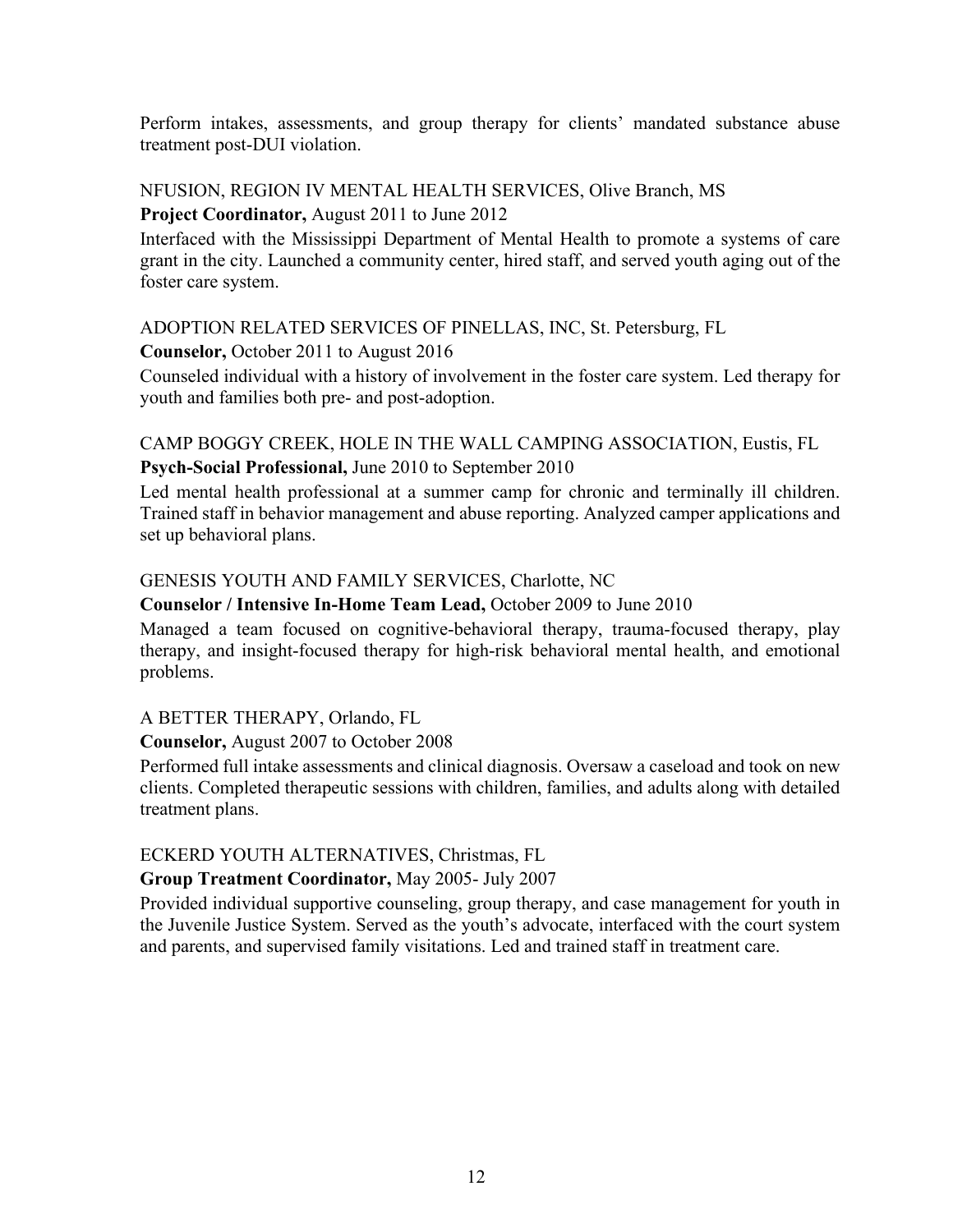Perform intakes, assessments, and group therapy for clients' mandated substance abuse treatment post-DUI violation.

NFUSION, REGION IV MENTAL HEALTH SERVICES, Olive Branch, MS
**Project Coordinator,** August 2011 to June 2012
Interfaced with the Mississippi Department of Mental Health to promote a systems of care grant in the city. Launched a community center, hired staff, and served youth aging out of the foster care system.

ADOPTION RELATED SERVICES OF PINELLAS, INC, St. Petersburg, FL
**Counselor,** October 2011 to August 2016
Counseled individual with a history of involvement in the foster care system. Led therapy for youth and families both pre- and post-adoption.

CAMP BOGGY CREEK, HOLE IN THE WALL CAMPING ASSOCIATION, Eustis, FL
**Psych-Social Professional,** June 2010 to September 2010
Led mental health professional at a summer camp for chronic and terminally ill children. Trained staff in behavior management and abuse reporting. Analyzed camper applications and set up behavioral plans.

GENESIS YOUTH AND FAMILY SERVICES, Charlotte, NC
**Counselor / Intensive In-Home Team Lead,** October 2009 to June 2010
Managed a team focused on cognitive-behavioral therapy, trauma-focused therapy, play therapy, and insight-focused therapy for high-risk behavioral mental health, and emotional problems.

A BETTER THERAPY, Orlando, FL
**Counselor,** August 2007 to October 2008
Performed full intake assessments and clinical diagnosis. Oversaw a caseload and took on new clients. Completed therapeutic sessions with children, families, and adults along with detailed treatment plans.

ECKERD YOUTH ALTERNATIVES, Christmas, FL
**Group Treatment Coordinator,** May 2005- July 2007
Provided individual supportive counseling, group therapy, and case management for youth in the Juvenile Justice System. Served as the youth's advocate, interfaced with the court system and parents, and supervised family visitations. Led and trained staff in treatment care.